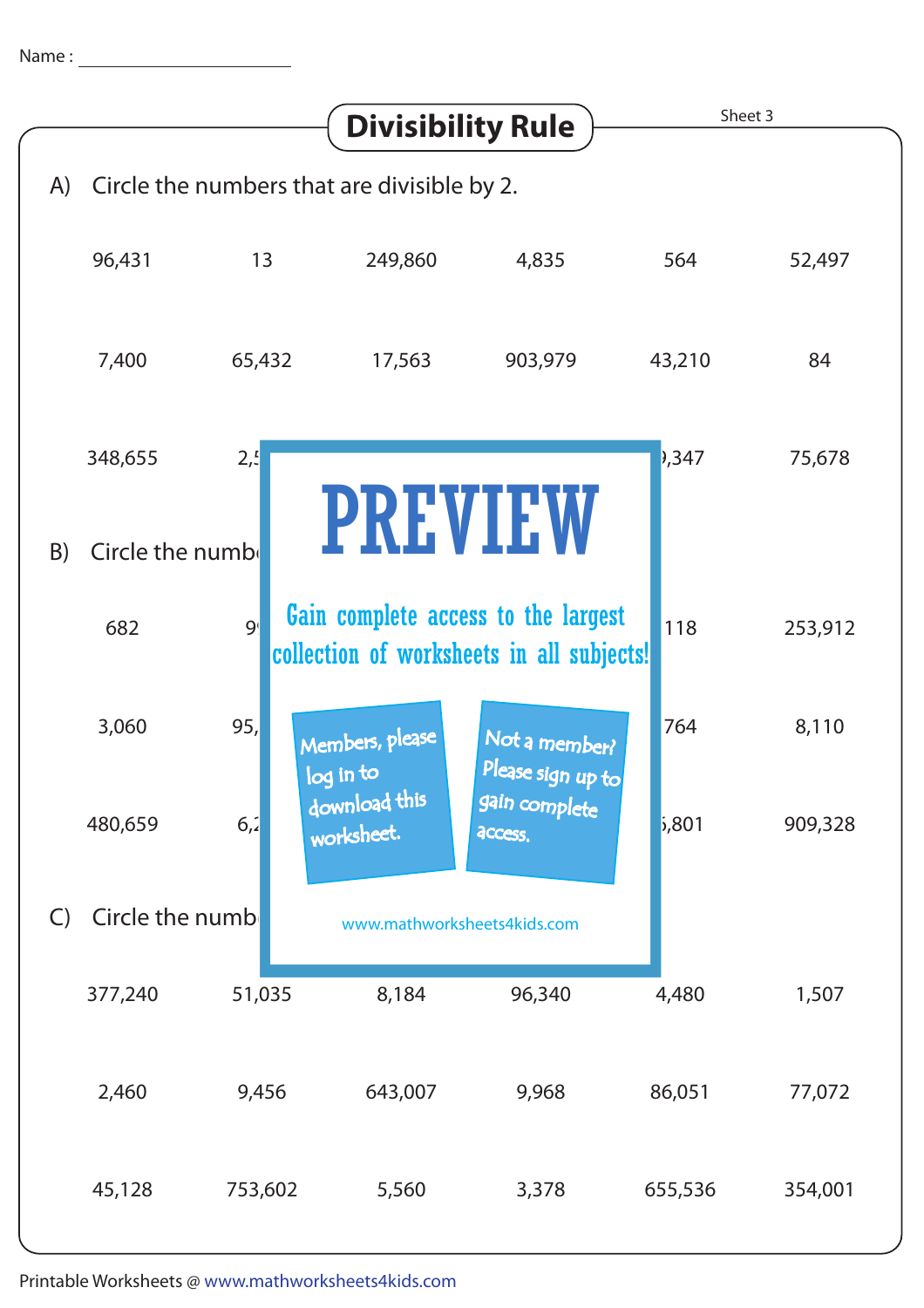Name : ______________________

# Divisibility Rule

Sheet 3

A) Circle the numbers that are divisible by 2.

| | | | | | |
|---|---|---|---|---|---|
| 96,431 | 13 | 249,860 | 4,835 | 564 | 52,497 |
| 7,400 | 65,432 | 17,563 | 903,979 | 43,210 | 84 |
| 348,655 | 2,5 | | | ,347 | 75,678 |

B) Circle the numb

| | | | | | |
|---|---|---|---|---|---|
| 682 | 9 | | | 118 | 253,912 |
| 3,060 | 95, | | | 764 | 8,110 |
| 480,659 | 6,2 | | | ,801 | 909,328 |

PREVIEW

Gain complete access to the largest collection of worksheets in all subjects!

Members, please log in to download this worksheet.

Not a member? Please sign up to gain complete access.

www.mathworksheets4kids.com

C) Circle the numb

| | | | | | |
|---|---|---|---|---|---|
| 377,240 | 51,035 | 8,184 | 96,340 | 4,480 | 1,507 |
| 2,460 | 9,456 | 643,007 | 9,968 | 86,051 | 77,072 |
| 45,128 | 753,602 | 5,560 | 3,378 | 655,536 | 354,001 |

Printable Worksheets @ www.mathworksheets4kids.com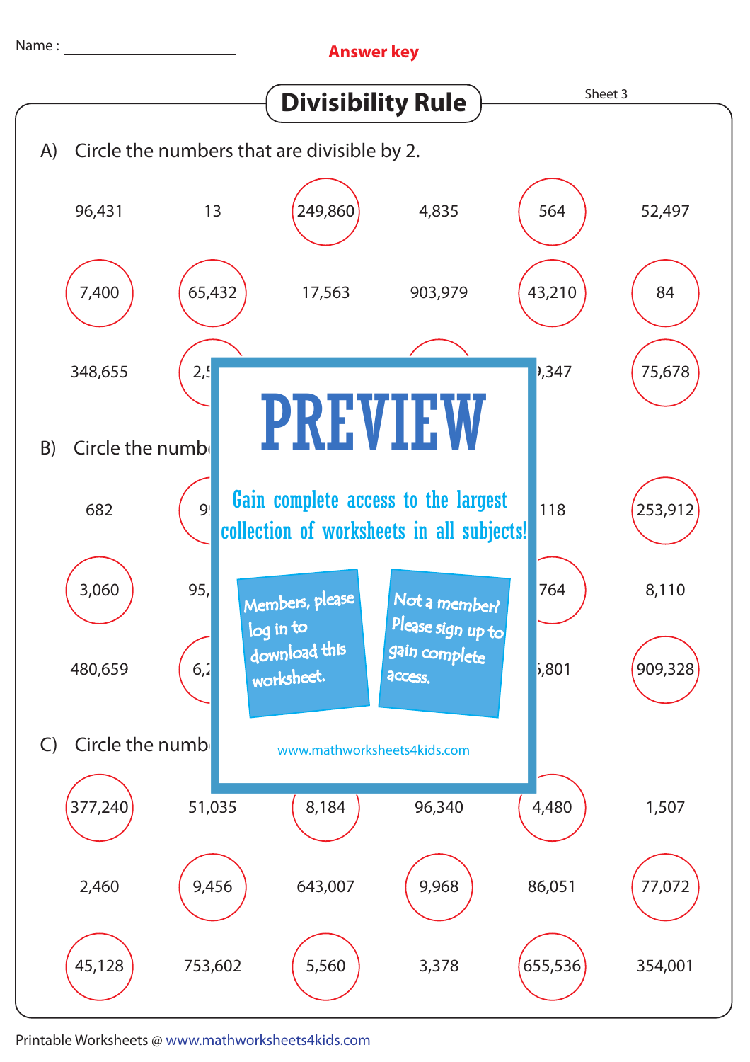Name : ____________________

**Answer key**

# Divisibility Rule

Sheet 3

A) Circle the numbers that are divisible by 2.

| | | | | | |
|---|---|---|---|---|---|
| 96,431 | 13 | (249,860) | 4,835 | (564) | 52,497 |
| (7,400) | (65,432) | 17,563 | 903,979 | (43,210) | (84) |
| 348,655 | (2,5 | | | ,347 | (75,678) |

B) Circle the numb

| | | | | | |
|---|---|---|---|---|---|
| 682 | (9 | | | 118 | (253,912) |
| (3,060) | 95, | | | 764) | 8,110 |
| 480,659 | (6,2 | | | ,801 | (909,328) |

**PREVIEW**

Gain complete access to the largest collection of worksheets in all subjects!

Members, please log in to download this worksheet.

Not a member? Please sign up to gain complete access.

www.mathworksheets4kids.com

C) Circle the numb

| | | | | | |
|---|---|---|---|---|---|
| (377,240) | 51,035 | (8,184) | 96,340 | (4,480) | 1,507 |
| 2,460 | (9,456) | 643,007 | (9,968) | 86,051 | (77,072) |
| (45,128) | 753,602 | (5,560) | 3,378 | (655,536) | 354,001 |

Printable Worksheets @ www.mathworksheets4kids.com